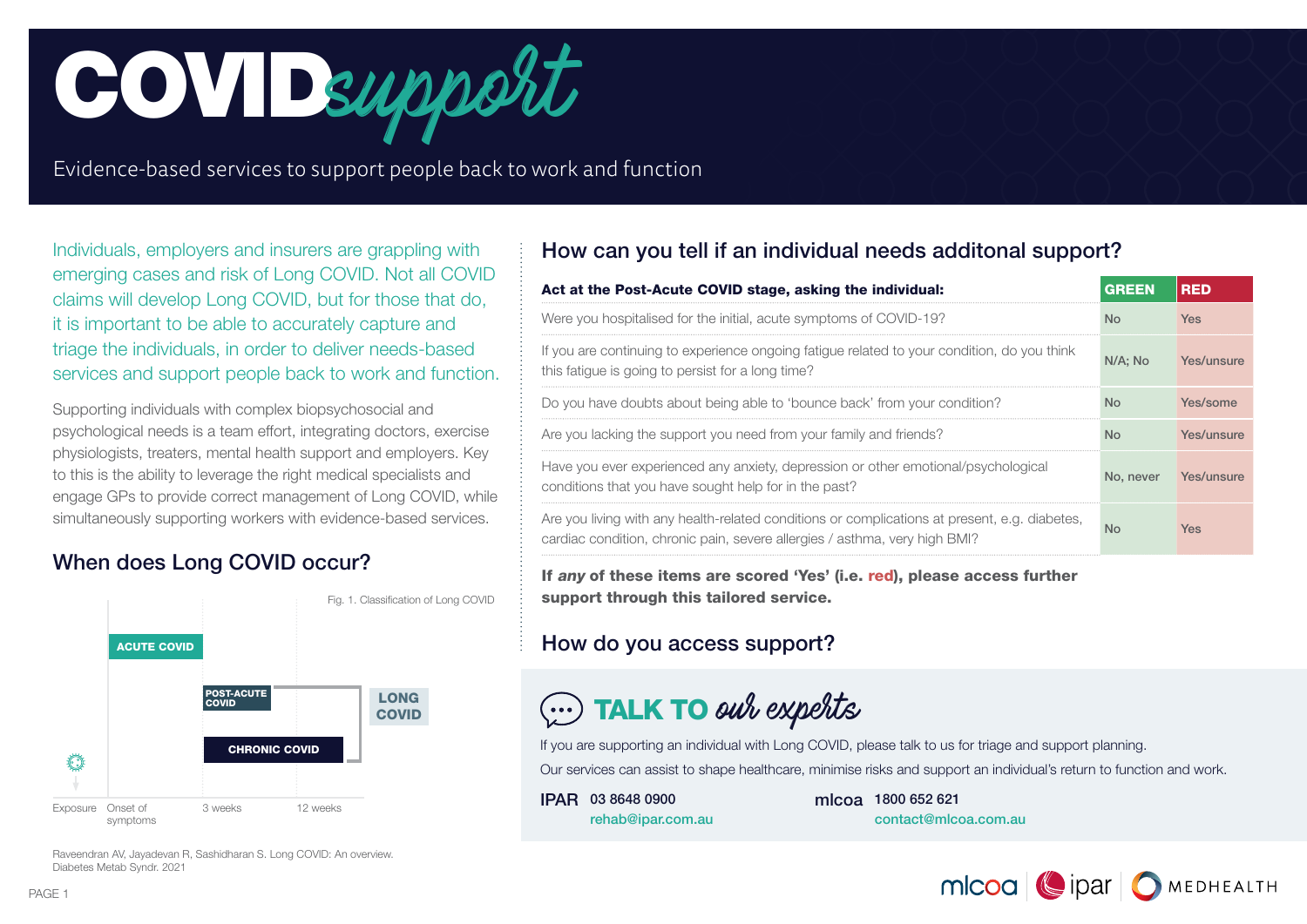# COVID*support*

Evidence-based services to support people back to work and function

Individuals, employers and insurers are grappling with emerging cases and risk of Long COVID. Not all COVID claims will develop Long COVID, but for those that do, it is important to be able to accurately capture and triage the individuals, in order to deliver needs-based services and support people back to work and function.

Supporting individuals with complex biopsychosocial and psychological needs is a team effort, integrating doctors, exercise physiologists, treaters, mental health support and employers. Key to this is the ability to leverage the right medical specialists and engage GPs to provide correct management of Long COVID, while simultaneously supporting workers with evidence-based services.

## When does Long COVID occur?

Fig. 1. Classification of Long COVID

ACUTE COVID

POST-ACUTE COVID

CHRONIC COVID

LONG COVID

Exposure | Onset of symptoms | 3 weeks | 12 weeks

Raveendran AV, Jayadevan R, Sashidharan S. Long COVID: An overview. Diabetes Metab Syndr. 2021

## How can you tell if an individual needs additonal support?

| **Act at the Post-Acute COVID stage, asking the individual:** | **GREEN** | **RED** |
|---|---|---|
| Were you hospitalised for the initial, acute symptoms of COVID-19? | No | Yes |
| If you are continuing to experience ongoing fatigue related to your condition, do you think this fatigue is going to persist for a long time? | N/A; No | Yes/unsure |
| Do you have doubts about being able to 'bounce back' from your condition? | No | Yes/some |
| Are you lacking the support you need from your family and friends? | No | Yes/unsure |
| Have you ever experienced any anxiety, depression or other emotional/psychological conditions that you have sought help for in the past? | No, never | Yes/unsure |
| Are you living with any health-related conditions or complications at present, e.g. diabetes, cardiac condition, chronic pain, severe allergies / asthma, very high BMI? | No | Yes |

**If *any* of these items are scored 'Yes' (i.e. red), please access further support through this tailored service.**

## How do you access support?

### TALK TO *our experts*

If you are supporting an individual with Long COVID, please talk to us for triage and support planning.

Our services can assist to shape healthcare, minimise risks and support an individual's return to function and work.

**IPAR** 03 8648 0900
rehab@ipar.com.au

**mlcoa** 1800 652 621
contact@mlcoa.com.au

mlcoa | ipar | MEDHEALTH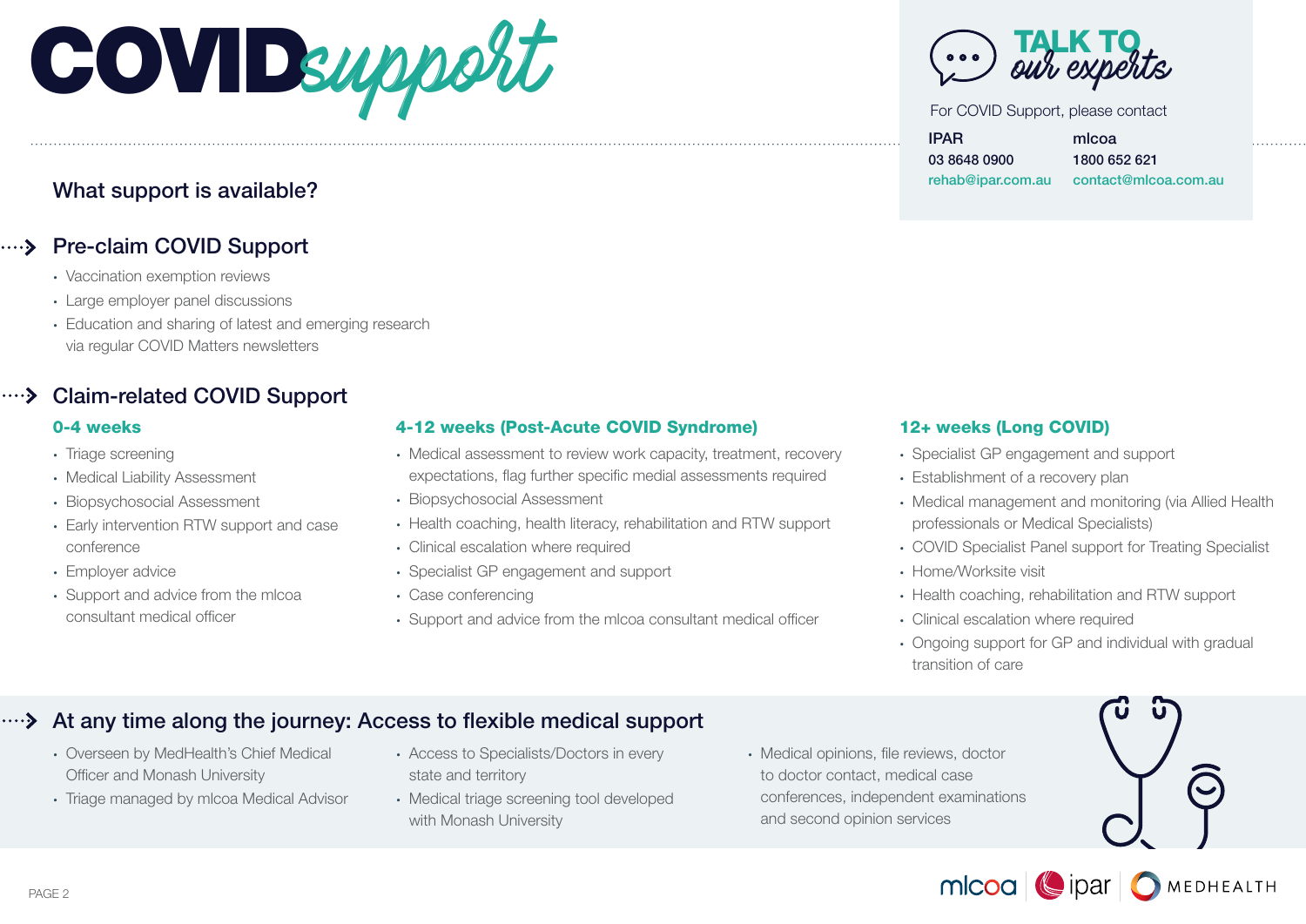# COVID support

## TALK TO our experts

For COVID Support, please contact

**IPAR**
03 8648 0900
rehab@ipar.com.au

**mlcoa**
1800 652 621
contact@mlcoa.com.au

## What support is available?

### Pre-claim COVID Support

- Vaccination exemption reviews
- Large employer panel discussions
- Education and sharing of latest and emerging research via regular COVID Matters newsletters

### Claim-related COVID Support

#### 0-4 weeks

- Triage screening
- Medical Liability Assessment
- Biopsychosocial Assessment
- Early intervention RTW support and case conference
- Employer advice
- Support and advice from the mlcoa consultant medical officer

#### 4-12 weeks (Post-Acute COVID Syndrome)

- Medical assessment to review work capacity, treatment, recovery expectations, flag further specific medial assessments required
- Biopsychosocial Assessment
- Health coaching, health literacy, rehabilitation and RTW support
- Clinical escalation where required
- Specialist GP engagement and support
- Case conferencing
- Support and advice from the mlcoa consultant medical officer

#### 12+ weeks (Long COVID)

- Specialist GP engagement and support
- Establishment of a recovery plan
- Medical management and monitoring (via Allied Health professionals or Medical Specialists)
- COVID Specialist Panel support for Treating Specialist
- Home/Worksite visit
- Health coaching, rehabilitation and RTW support
- Clinical escalation where required
- Ongoing support for GP and individual with gradual transition of care

### At any time along the journey: Access to flexible medical support

- Overseen by MedHealth's Chief Medical Officer and Monash University
- Triage managed by mlcoa Medical Advisor
- Access to Specialists/Doctors in every state and territory
- Medical triage screening tool developed with Monash University
- Medical opinions, file reviews, doctor to doctor contact, medical case conferences, independent examinations and second opinion services

mlcoa | ipar | MEDHEALTH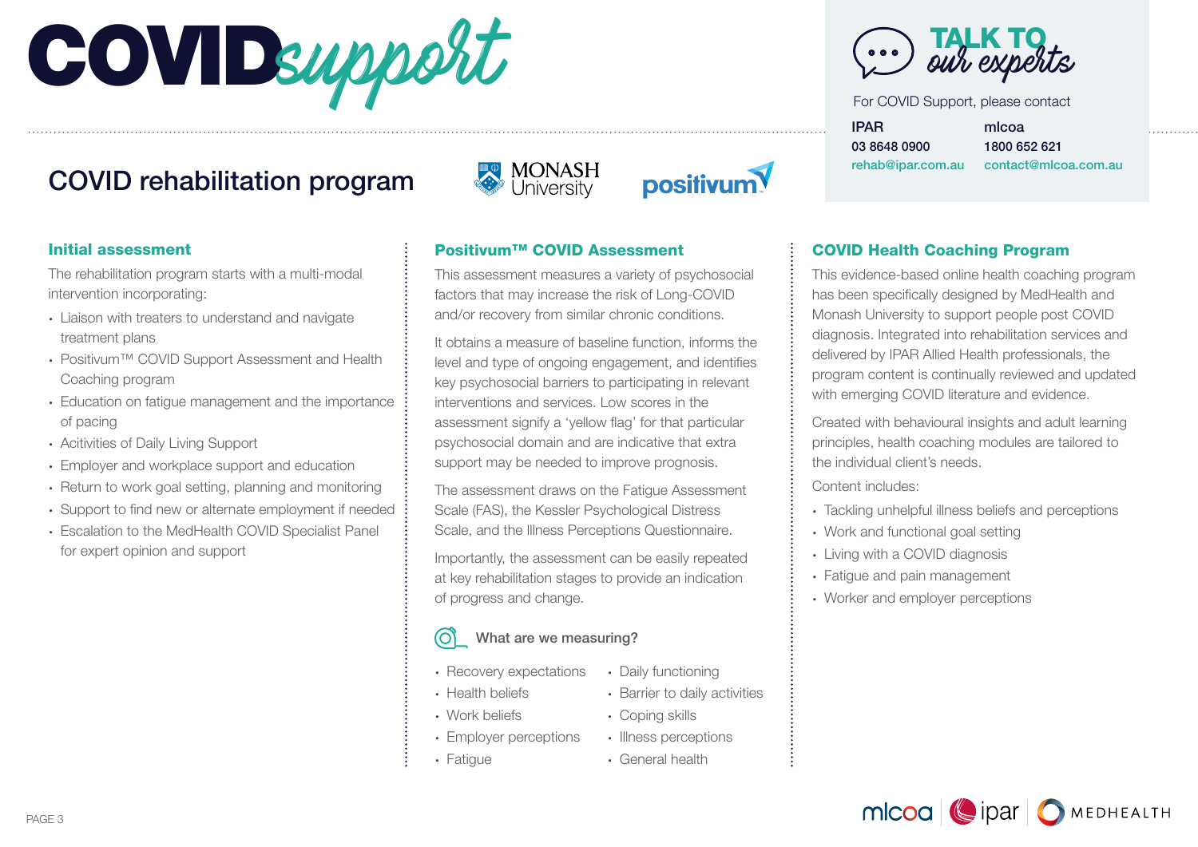# COVID*support*

## TALK TO *our experts*

For COVID Support, please contact

| IPAR | mlcoa |
| --- | --- |
| 03 8648 0900 | 1800 652 621 |
| rehab@ipar.com.au | contact@mlcoa.com.au |

## COVID rehabilitation program

MONASH University

positivum

### Initial assessment

The rehabilitation program starts with a multi-modal intervention incorporating:

- Liaison with treaters to understand and navigate treatment plans
- Positivum™ COVID Support Assessment and Health Coaching program
- Education on fatigue management and the importance of pacing
- Acitivities of Daily Living Support
- Employer and workplace support and education
- Return to work goal setting, planning and monitoring
- Support to find new or alternate employment if needed
- Escalation to the MedHealth COVID Specialist Panel for expert opinion and support

### Positivum™ COVID Assessment

This assessment measures a variety of psychosocial factors that may increase the risk of Long-COVID and/or recovery from similar chronic conditions.

It obtains a measure of baseline function, informs the level and type of ongoing engagement, and identifies key psychosocial barriers to participating in relevant interventions and services. Low scores in the assessment signify a 'yellow flag' for that particular psychosocial domain and are indicative that extra support may be needed to improve prognosis.

The assessment draws on the Fatigue Assessment Scale (FAS), the Kessler Psychological Distress Scale, and the Illness Perceptions Questionnaire.

Importantly, the assessment can be easily repeated at key rehabilitation stages to provide an indication of progress and change.

#### What are we measuring?

- Recovery expectations
- Health beliefs
- Work beliefs
- Employer perceptions
- Fatigue
- Daily functioning
- Barrier to daily activities
- Coping skills
- Illness perceptions
- General health

### COVID Health Coaching Program

This evidence-based online health coaching program has been specifically designed by MedHealth and Monash University to support people post COVID diagnosis. Integrated into rehabilitation services and delivered by IPAR Allied Health professionals, the program content is continually reviewed and updated with emerging COVID literature and evidence.

Created with behavioural insights and adult learning principles, health coaching modules are tailored to the individual client's needs.

Content includes:

- Tackling unhelpful illness beliefs and perceptions
- Work and functional goal setting
- Living with a COVID diagnosis
- Fatigue and pain management
- Worker and employer perceptions

mlcoa | ipar | MEDHEALTH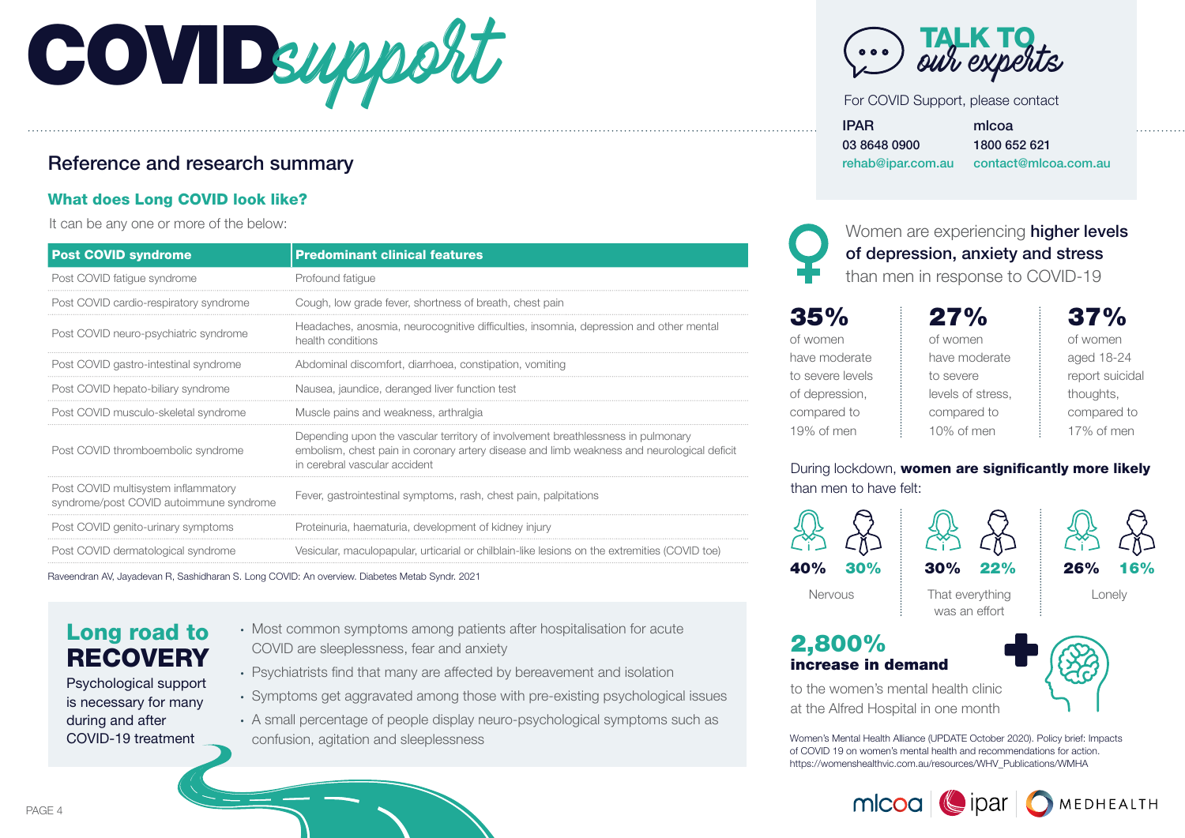# COVID*support*

## TALK TO *our experts*

For COVID Support, please contact

**IPAR**
03 8648 0900
rehab@ipar.com.au

**mlcoa**
1800 652 621
contact@mlcoa.com.au

## Reference and research summary

### What does Long COVID look like?

It can be any one or more of the below:

| Post COVID syndrome | Predominant clinical features |
|---|---|
| Post COVID fatigue syndrome | Profound fatigue |
| Post COVID cardio-respiratory syndrome | Cough, low grade fever, shortness of breath, chest pain |
| Post COVID neuro-psychiatric syndrome | Headaches, anosmia, neurocognitive difficulties, insomnia, depression and other mental health conditions |
| Post COVID gastro-intestinal syndrome | Abdominal discomfort, diarrhoea, constipation, vomiting |
| Post COVID hepato-biliary syndrome | Nausea, jaundice, deranged liver function test |
| Post COVID musculo-skeletal syndrome | Muscle pains and weakness, arthralgia |
| Post COVID thromboembolic syndrome | Depending upon the vascular territory of involvement breathlessness in pulmonary embolism, chest pain in coronary artery disease and limb weakness and neurological deficit in cerebral vascular accident |
| Post COVID multisystem inflammatory syndrome/post COVID autoimmune syndrome | Fever, gastrointestinal symptoms, rash, chest pain, palpitations |
| Post COVID genito-urinary symptoms | Proteinuria, haematuria, development of kidney injury |
| Post COVID dermatological syndrome | Vesicular, maculopapular, urticarial or chilblain-like lesions on the extremities (COVID toe) |

Raveendran AV, Jayadevan R, Sashidharan S. Long COVID: An overview. Diabetes Metab Syndr. 2021

## Long road to RECOVERY

Psychological support is necessary for many during and after COVID-19 treatment

- Most common symptoms among patients after hospitalisation for acute COVID are sleeplessness, fear and anxiety
- Psychiatrists find that many are affected by bereavement and isolation
- Symptoms get aggravated among those with pre-existing psychological issues
- A small percentage of people display neuro-psychological symptoms such as confusion, agitation and sleeplessness

Women are experiencing **higher levels of depression, anxiety and stress** than men in response to COVID-19

**35%** of women have moderate to severe levels of depression, compared to 19% of men

**27%** of women have moderate to severe levels of stress, compared to 10% of men

**37%** of women aged 18-24 report suicidal thoughts, compared to 17% of men

During lockdown, **women are significantly more likely** than men to have felt:

**40%** **30%**
Nervous

**30%** **22%**
That everything was an effort

**26%** **16%**
Lonely

**2,800%**
**increase in demand**
to the women's mental health clinic at the Alfred Hospital in one month

Women's Mental Health Alliance (UPDATE October 2020). Policy brief: Impacts of COVID 19 on women's mental health and recommendations for action. https://womenshealthvic.com.au/resources/WHV_Publications/WMHA

mlcoa | ipar | MEDHEALTH